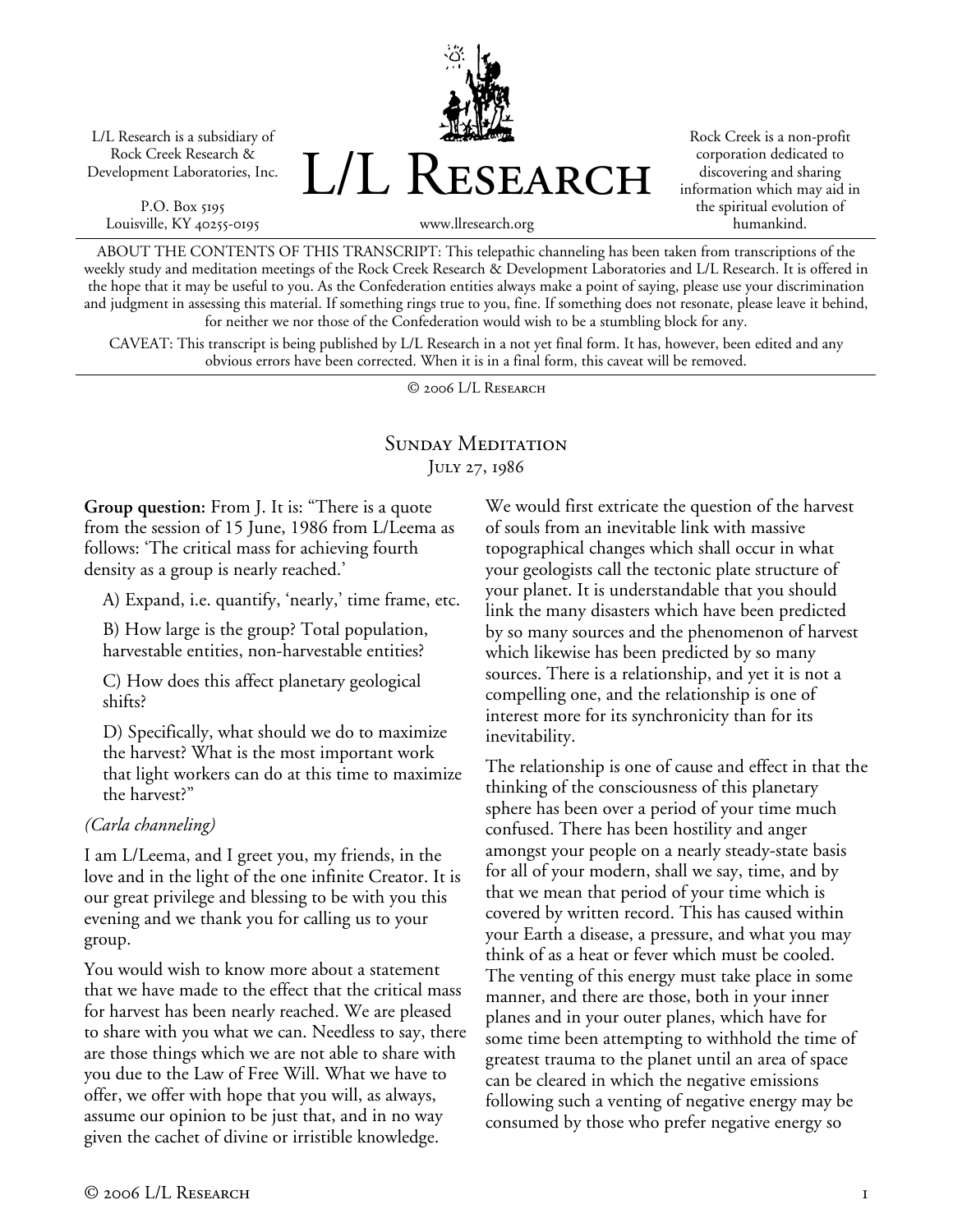L/L Research is a subsidiary of Rock Creek Research & Development Laboratories, Inc.

P.O. Box 5195
Louisville, KY 40255-0195

# L/L Research

www.llresearch.org

Rock Creek is a non-profit corporation dedicated to discovering and sharing information which may aid in the spiritual evolution of humankind.

ABOUT THE CONTENTS OF THIS TRANSCRIPT: This telepathic channeling has been taken from transcriptions of the weekly study and meditation meetings of the Rock Creek Research & Development Laboratories and L/L Research. It is offered in the hope that it may be useful to you. As the Confederation entities always make a point of saying, please use your discrimination and judgment in assessing this material. If something rings true to you, fine. If something does not resonate, please leave it behind, for neither we nor those of the Confederation would wish to be a stumbling block for any.

CAVEAT: This transcript is being published by L/L Research in a not yet final form. It has, however, been edited and any obvious errors have been corrected. When it is in a final form, this caveat will be removed.

© 2006 L/L Research

## Sunday Meditation
### July 27, 1986

**Group question:** From J. It is: "There is a quote from the session of 15 June, 1986 from L/Leema as follows: 'The critical mass for achieving fourth density as a group is nearly reached.'

> A) Expand, i.e. quantify, 'nearly,' time frame, etc.
>
> B) How large is the group? Total population, harvestable entities, non-harvestable entities?
>
> C) How does this affect planetary geological shifts?
>
> D) Specifically, what should we do to maximize the harvest? What is the most important work that light workers can do at this time to maximize the harvest?"

*(Carla channeling)*

I am L/Leema, and I greet you, my friends, in the love and in the light of the one infinite Creator. It is our great privilege and blessing to be with you this evening and we thank you for calling us to your group.

You would wish to know more about a statement that we have made to the effect that the critical mass for harvest has been nearly reached. We are pleased to share with you what we can. Needless to say, there are those things which we are not able to share with you due to the Law of Free Will. What we have to offer, we offer with hope that you will, as always, assume our opinion to be just that, and in no way given the cachet of divine or irristible knowledge.

We would first extricate the question of the harvest of souls from an inevitable link with massive topographical changes which shall occur in what your geologists call the tectonic plate structure of your planet. It is understandable that you should link the many disasters which have been predicted by so many sources and the phenomenon of harvest which likewise has been predicted by so many sources. There is a relationship, and yet it is not a compelling one, and the relationship is one of interest more for its synchronicity than for its inevitability.

The relationship is one of cause and effect in that the thinking of the consciousness of this planetary sphere has been over a period of your time much confused. There has been hostility and anger amongst your people on a nearly steady-state basis for all of your modern, shall we say, time, and by that we mean that period of your time which is covered by written record. This has caused within your Earth a disease, a pressure, and what you may think of as a heat or fever which must be cooled. The venting of this energy must take place in some manner, and there are those, both in your inner planes and in your outer planes, which have for some time been attempting to withhold the time of greatest trauma to the planet until an area of space can be cleared in which the negative emissions following such a venting of negative energy may be consumed by those who prefer negative energy so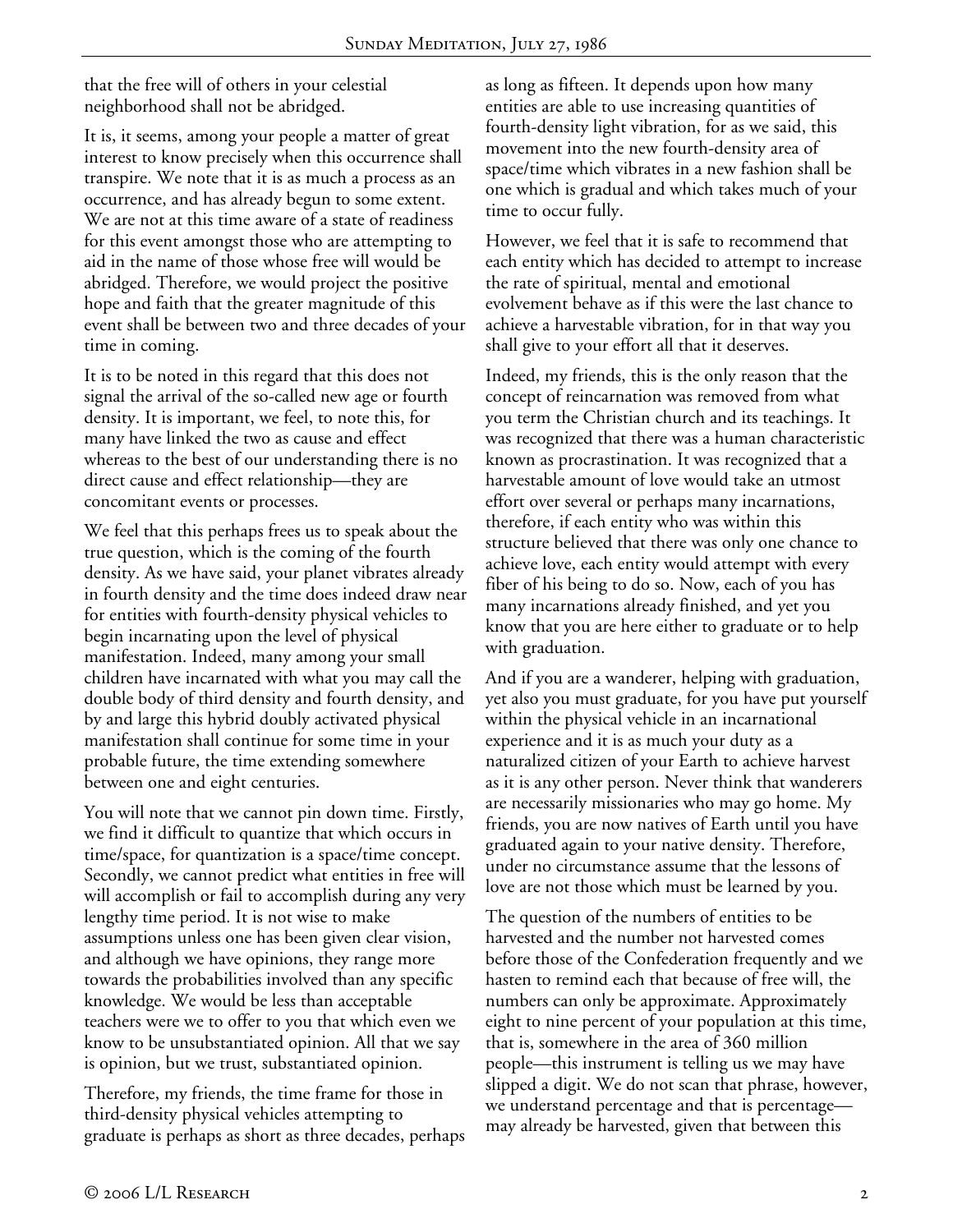that the free will of others in your celestial neighborhood shall not be abridged.

It is, it seems, among your people a matter of great interest to know precisely when this occurrence shall transpire. We note that it is as much a process as an occurrence, and has already begun to some extent. We are not at this time aware of a state of readiness for this event amongst those who are attempting to aid in the name of those whose free will would be abridged. Therefore, we would project the positive hope and faith that the greater magnitude of this event shall be between two and three decades of your time in coming.

It is to be noted in this regard that this does not signal the arrival of the so-called new age or fourth density. It is important, we feel, to note this, for many have linked the two as cause and effect whereas to the best of our understanding there is no direct cause and effect relationship—they are concomitant events or processes.

We feel that this perhaps frees us to speak about the true question, which is the coming of the fourth density. As we have said, your planet vibrates already in fourth density and the time does indeed draw near for entities with fourth-density physical vehicles to begin incarnating upon the level of physical manifestation. Indeed, many among your small children have incarnated with what you may call the double body of third density and fourth density, and by and large this hybrid doubly activated physical manifestation shall continue for some time in your probable future, the time extending somewhere between one and eight centuries.

You will note that we cannot pin down time. Firstly, we find it difficult to quantize that which occurs in time/space, for quantization is a space/time concept. Secondly, we cannot predict what entities in free will will accomplish or fail to accomplish during any very lengthy time period. It is not wise to make assumptions unless one has been given clear vision, and although we have opinions, they range more towards the probabilities involved than any specific knowledge. We would be less than acceptable teachers were we to offer to you that which even we know to be unsubstantiated opinion. All that we say is opinion, but we trust, substantiated opinion.

Therefore, my friends, the time frame for those in third-density physical vehicles attempting to graduate is perhaps as short as three decades, perhaps as long as fifteen. It depends upon how many entities are able to use increasing quantities of fourth-density light vibration, for as we said, this movement into the new fourth-density area of space/time which vibrates in a new fashion shall be one which is gradual and which takes much of your time to occur fully.

However, we feel that it is safe to recommend that each entity which has decided to attempt to increase the rate of spiritual, mental and emotional evolvement behave as if this were the last chance to achieve a harvestable vibration, for in that way you shall give to your effort all that it deserves.

Indeed, my friends, this is the only reason that the concept of reincarnation was removed from what you term the Christian church and its teachings. It was recognized that there was a human characteristic known as procrastination. It was recognized that a harvestable amount of love would take an utmost effort over several or perhaps many incarnations, therefore, if each entity who was within this structure believed that there was only one chance to achieve love, each entity would attempt with every fiber of his being to do so. Now, each of you has many incarnations already finished, and yet you know that you are here either to graduate or to help with graduation.

And if you are a wanderer, helping with graduation, yet also you must graduate, for you have put yourself within the physical vehicle in an incarnational experience and it is as much your duty as a naturalized citizen of your Earth to achieve harvest as it is any other person. Never think that wanderers are necessarily missionaries who may go home. My friends, you are now natives of Earth until you have graduated again to your native density. Therefore, under no circumstance assume that the lessons of love are not those which must be learned by you.

The question of the numbers of entities to be harvested and the number not harvested comes before those of the Confederation frequently and we hasten to remind each that because of free will, the numbers can only be approximate. Approximately eight to nine percent of your population at this time, that is, somewhere in the area of 360 million people—this instrument is telling us we may have slipped a digit. We do not scan that phrase, however, we understand percentage and that is percentage—may already be harvested, given that between this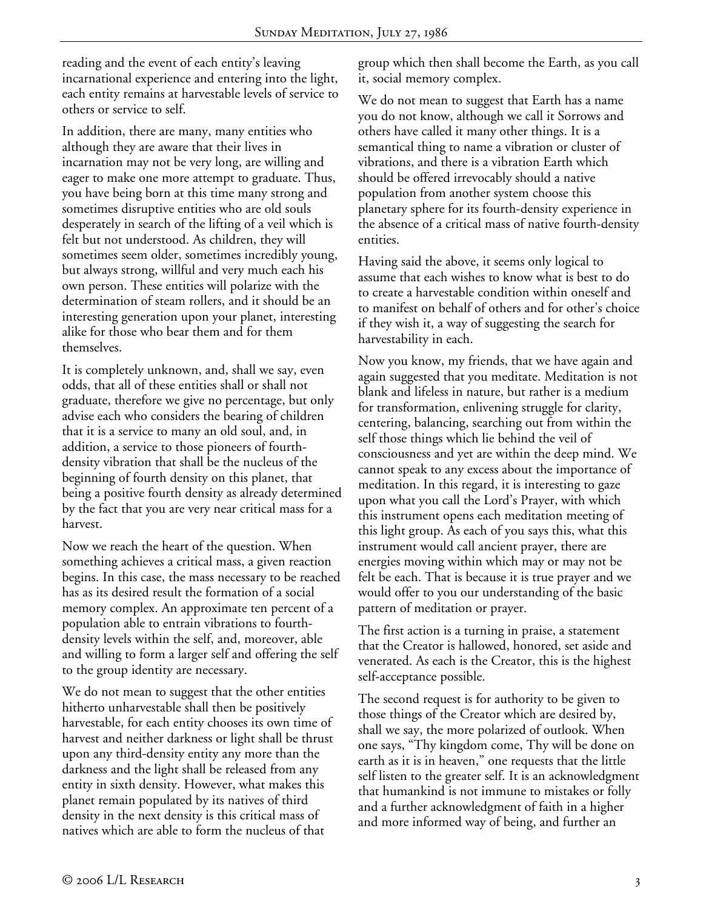reading and the event of each entity's leaving incarnational experience and entering into the light, each entity remains at harvestable levels of service to others or service to self.

In addition, there are many, many entities who although they are aware that their lives in incarnation may not be very long, are willing and eager to make one more attempt to graduate. Thus, you have being born at this time many strong and sometimes disruptive entities who are old souls desperately in search of the lifting of a veil which is felt but not understood. As children, they will sometimes seem older, sometimes incredibly young, but always strong, willful and very much each his own person. These entities will polarize with the determination of steam rollers, and it should be an interesting generation upon your planet, interesting alike for those who bear them and for them themselves.

It is completely unknown, and, shall we say, even odds, that all of these entities shall or shall not graduate, therefore we give no percentage, but only advise each who considers the bearing of children that it is a service to many an old soul, and, in addition, a service to those pioneers of fourth-density vibration that shall be the nucleus of the beginning of fourth density on this planet, that being a positive fourth density as already determined by the fact that you are very near critical mass for a harvest.

Now we reach the heart of the question. When something achieves a critical mass, a given reaction begins. In this case, the mass necessary to be reached has as its desired result the formation of a social memory complex. An approximate ten percent of a population able to entrain vibrations to fourth-density levels within the self, and, moreover, able and willing to form a larger self and offering the self to the group identity are necessary.

We do not mean to suggest that the other entities hitherto unharvestable shall then be positively harvestable, for each entity chooses its own time of harvest and neither darkness or light shall be thrust upon any third-density entity any more than the darkness and the light shall be released from any entity in sixth density. However, what makes this planet remain populated by its natives of third density in the next density is this critical mass of natives which are able to form the nucleus of that group which then shall become the Earth, as you call it, social memory complex.

We do not mean to suggest that Earth has a name you do not know, although we call it Sorrows and others have called it many other things. It is a semantical thing to name a vibration or cluster of vibrations, and there is a vibration Earth which should be offered irrevocably should a native population from another system choose this planetary sphere for its fourth-density experience in the absence of a critical mass of native fourth-density entities.

Having said the above, it seems only logical to assume that each wishes to know what is best to do to create a harvestable condition within oneself and to manifest on behalf of others and for other's choice if they wish it, a way of suggesting the search for harvestability in each.

Now you know, my friends, that we have again and again suggested that you meditate. Meditation is not blank and lifeless in nature, but rather is a medium for transformation, enlivening struggle for clarity, centering, balancing, searching out from within the self those things which lie behind the veil of consciousness and yet are within the deep mind. We cannot speak to any excess about the importance of meditation. In this regard, it is interesting to gaze upon what you call the Lord's Prayer, with which this instrument opens each meditation meeting of this light group. As each of you says this, what this instrument would call ancient prayer, there are energies moving within which may or may not be felt be each. That is because it is true prayer and we would offer to you our understanding of the basic pattern of meditation or prayer.

The first action is a turning in praise, a statement that the Creator is hallowed, honored, set aside and venerated. As each is the Creator, this is the highest self-acceptance possible.

The second request is for authority to be given to those things of the Creator which are desired by, shall we say, the more polarized of outlook. When one says, "Thy kingdom come, Thy will be done on earth as it is in heaven," one requests that the little self listen to the greater self. It is an acknowledgment that humankind is not immune to mistakes or folly and a further acknowledgment of faith in a higher and more informed way of being, and further an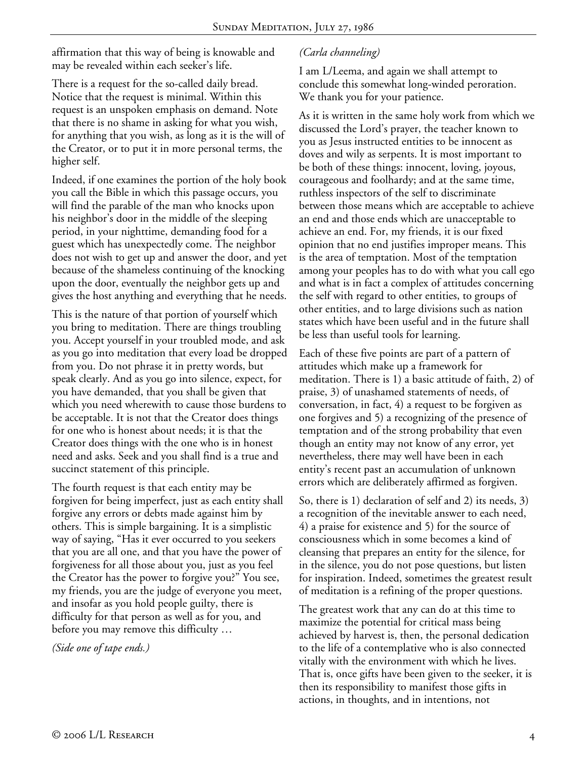affirmation that this way of being is knowable and may be revealed within each seeker's life.

There is a request for the so-called daily bread. Notice that the request is minimal. Within this request is an unspoken emphasis on demand. Note that there is no shame in asking for what you wish, for anything that you wish, as long as it is the will of the Creator, or to put it in more personal terms, the higher self.

Indeed, if one examines the portion of the holy book you call the Bible in which this passage occurs, you will find the parable of the man who knocks upon his neighbor's door in the middle of the sleeping period, in your nighttime, demanding food for a guest which has unexpectedly come. The neighbor does not wish to get up and answer the door, and yet because of the shameless continuing of the knocking upon the door, eventually the neighbor gets up and gives the host anything and everything that he needs.

This is the nature of that portion of yourself which you bring to meditation. There are things troubling you. Accept yourself in your troubled mode, and ask as you go into meditation that every load be dropped from you. Do not phrase it in pretty words, but speak clearly. And as you go into silence, expect, for you have demanded, that you shall be given that which you need wherewith to cause those burdens to be acceptable. It is not that the Creator does things for one who is honest about needs; it is that the Creator does things with the one who is in honest need and asks. Seek and you shall find is a true and succinct statement of this principle.

The fourth request is that each entity may be forgiven for being imperfect, just as each entity shall forgive any errors or debts made against him by others. This is simple bargaining. It is a simplistic way of saying, "Has it ever occurred to you seekers that you are all one, and that you have the power of forgiveness for all those about you, just as you feel the Creator has the power to forgive you?" You see, my friends, you are the judge of everyone you meet, and insofar as you hold people guilty, there is difficulty for that person as well as for you, and before you may remove this difficulty …

*(Side one of tape ends.)*

*(Carla channeling)*

I am L/Leema, and again we shall attempt to conclude this somewhat long-winded peroration. We thank you for your patience.

As it is written in the same holy work from which we discussed the Lord's prayer, the teacher known to you as Jesus instructed entities to be innocent as doves and wily as serpents. It is most important to be both of these things: innocent, loving, joyous, courageous and foolhardy; and at the same time, ruthless inspectors of the self to discriminate between those means which are acceptable to achieve an end and those ends which are unacceptable to achieve an end. For, my friends, it is our fixed opinion that no end justifies improper means. This is the area of temptation. Most of the temptation among your peoples has to do with what you call ego and what is in fact a complex of attitudes concerning the self with regard to other entities, to groups of other entities, and to large divisions such as nation states which have been useful and in the future shall be less than useful tools for learning.

Each of these five points are part of a pattern of attitudes which make up a framework for meditation. There is 1) a basic attitude of faith, 2) of praise, 3) of unashamed statements of needs, of conversation, in fact, 4) a request to be forgiven as one forgives and 5) a recognizing of the presence of temptation and of the strong probability that even though an entity may not know of any error, yet nevertheless, there may well have been in each entity's recent past an accumulation of unknown errors which are deliberately affirmed as forgiven.

So, there is 1) declaration of self and 2) its needs, 3) a recognition of the inevitable answer to each need, 4) a praise for existence and 5) for the source of consciousness which in some becomes a kind of cleansing that prepares an entity for the silence, for in the silence, you do not pose questions, but listen for inspiration. Indeed, sometimes the greatest result of meditation is a refining of the proper questions.

The greatest work that any can do at this time to maximize the potential for critical mass being achieved by harvest is, then, the personal dedication to the life of a contemplative who is also connected vitally with the environment with which he lives. That is, once gifts have been given to the seeker, it is then its responsibility to manifest those gifts in actions, in thoughts, and in intentions, not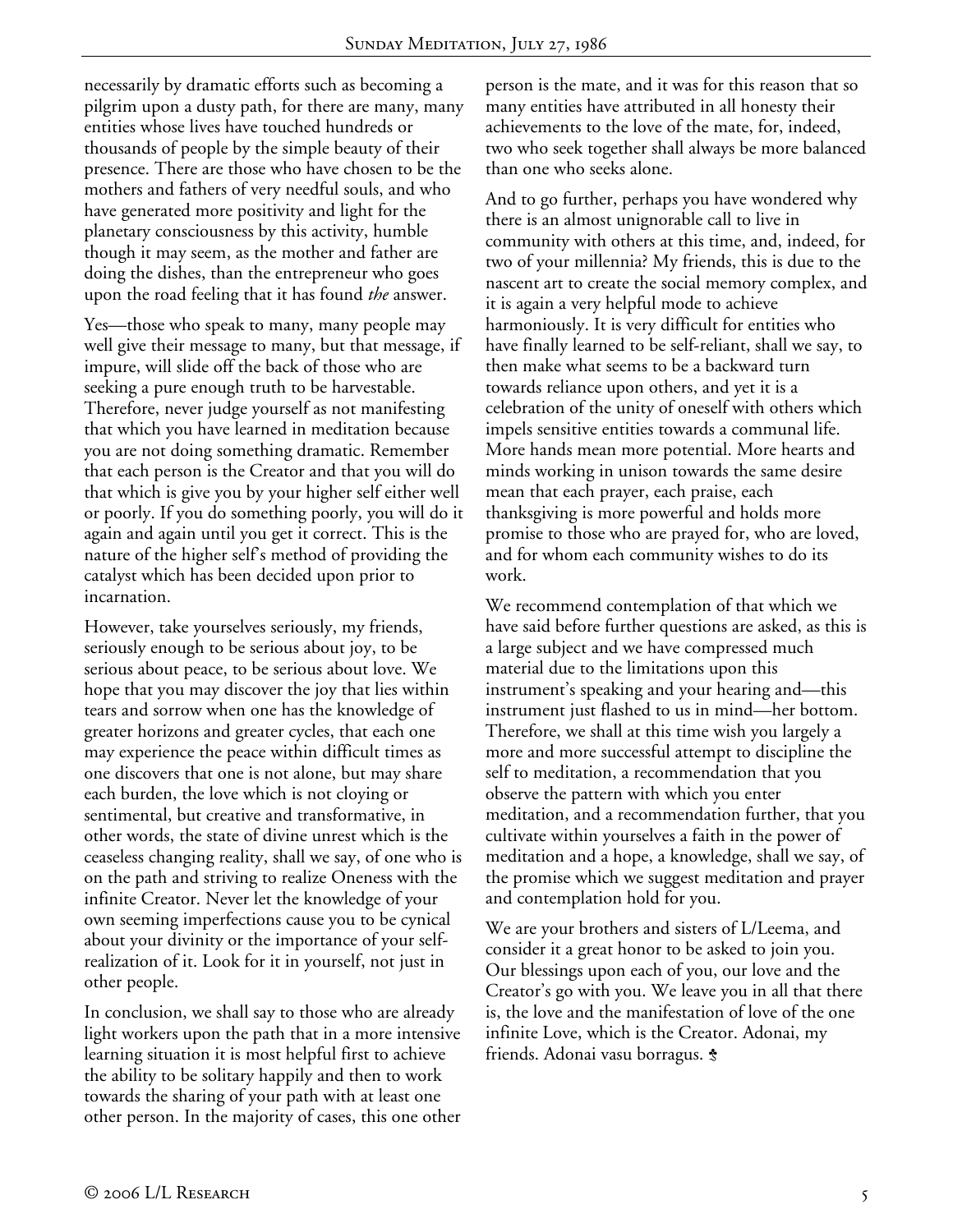necessarily by dramatic efforts such as becoming a pilgrim upon a dusty path, for there are many, many entities whose lives have touched hundreds or thousands of people by the simple beauty of their presence. There are those who have chosen to be the mothers and fathers of very needful souls, and who have generated more positivity and light for the planetary consciousness by this activity, humble though it may seem, as the mother and father are doing the dishes, than the entrepreneur who goes upon the road feeling that it has found *the* answer.

Yes—those who speak to many, many people may well give their message to many, but that message, if impure, will slide off the back of those who are seeking a pure enough truth to be harvestable. Therefore, never judge yourself as not manifesting that which you have learned in meditation because you are not doing something dramatic. Remember that each person is the Creator and that you will do that which is give you by your higher self either well or poorly. If you do something poorly, you will do it again and again until you get it correct. This is the nature of the higher self's method of providing the catalyst which has been decided upon prior to incarnation.

However, take yourselves seriously, my friends, seriously enough to be serious about joy, to be serious about peace, to be serious about love. We hope that you may discover the joy that lies within tears and sorrow when one has the knowledge of greater horizons and greater cycles, that each one may experience the peace within difficult times as one discovers that one is not alone, but may share each burden, the love which is not cloying or sentimental, but creative and transformative, in other words, the state of divine unrest which is the ceaseless changing reality, shall we say, of one who is on the path and striving to realize Oneness with the infinite Creator. Never let the knowledge of your own seeming imperfections cause you to be cynical about your divinity or the importance of your self-realization of it. Look for it in yourself, not just in other people.

In conclusion, we shall say to those who are already light workers upon the path that in a more intensive learning situation it is most helpful first to achieve the ability to be solitary happily and then to work towards the sharing of your path with at least one other person. In the majority of cases, this one other person is the mate, and it was for this reason that so many entities have attributed in all honesty their achievements to the love of the mate, for, indeed, two who seek together shall always be more balanced than one who seeks alone.

And to go further, perhaps you have wondered why there is an almost unignorable call to live in community with others at this time, and, indeed, for two of your millennia? My friends, this is due to the nascent art to create the social memory complex, and it is again a very helpful mode to achieve harmoniously. It is very difficult for entities who have finally learned to be self-reliant, shall we say, to then make what seems to be a backward turn towards reliance upon others, and yet it is a celebration of the unity of oneself with others which impels sensitive entities towards a communal life. More hands mean more potential. More hearts and minds working in unison towards the same desire mean that each prayer, each praise, each thanksgiving is more powerful and holds more promise to those who are prayed for, who are loved, and for whom each community wishes to do its work.

We recommend contemplation of that which we have said before further questions are asked, as this is a large subject and we have compressed much material due to the limitations upon this instrument's speaking and your hearing and—this instrument just flashed to us in mind—her bottom. Therefore, we shall at this time wish you largely a more and more successful attempt to discipline the self to meditation, a recommendation that you observe the pattern with which you enter meditation, and a recommendation further, that you cultivate within yourselves a faith in the power of meditation and a hope, a knowledge, shall we say, of the promise which we suggest meditation and prayer and contemplation hold for you.

We are your brothers and sisters of L/Leema, and consider it a great honor to be asked to join you. Our blessings upon each of you, our love and the Creator's go with you. We leave you in all that there is, the love and the manifestation of love of the one infinite Love, which is the Creator. Adonai, my friends. Adonai vasu borragus. ♰